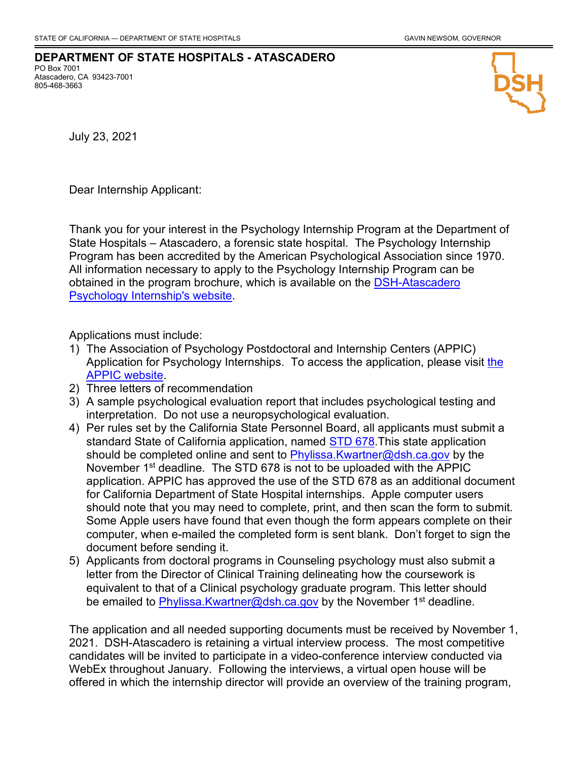STATE OF CALIFORNIA — DEPARTMENT OF STATE HOSPITALS GAVIN NEWSOM, GOVERNOR

**DEPARTMENT OF STATE HOSPITALS - ATASCADERO**
PO Box 7001
Atascadero, CA 93423-7001
805-468-3663

July 23, 2021

Dear Internship Applicant:

Thank you for your interest in the Psychology Internship Program at the Department of State Hospitals – Atascadero, a forensic state hospital. The Psychology Internship Program has been accredited by the American Psychological Association since 1970. All information necessary to apply to the Psychology Internship Program can be obtained in the program brochure, which is available on the DSH-Atascadero Psychology Internship's website.

Applications must include:

1) The Association of Psychology Postdoctoral and Internship Centers (APPIC) Application for Psychology Internships. To access the application, please visit the APPIC website.
2) Three letters of recommendation
3) A sample psychological evaluation report that includes psychological testing and interpretation. Do not use a neuropsychological evaluation.
4) Per rules set by the California State Personnel Board, all applicants must submit a standard State of California application, named STD 678.This state application should be completed online and sent to Phylissa.Kwartner@dsh.ca.gov by the November 1st deadline. The STD 678 is not to be uploaded with the APPIC application. APPIC has approved the use of the STD 678 as an additional document for California Department of State Hospital internships. Apple computer users should note that you may need to complete, print, and then scan the form to submit. Some Apple users have found that even though the form appears complete on their computer, when e-mailed the completed form is sent blank. Don't forget to sign the document before sending it.
5) Applicants from doctoral programs in Counseling psychology must also submit a letter from the Director of Clinical Training delineating how the coursework is equivalent to that of a Clinical psychology graduate program. This letter should be emailed to Phylissa.Kwartner@dsh.ca.gov by the November 1st deadline.

The application and all needed supporting documents must be received by November 1, 2021. DSH-Atascadero is retaining a virtual interview process. The most competitive candidates will be invited to participate in a video-conference interview conducted via WebEx throughout January. Following the interviews, a virtual open house will be offered in which the internship director will provide an overview of the training program,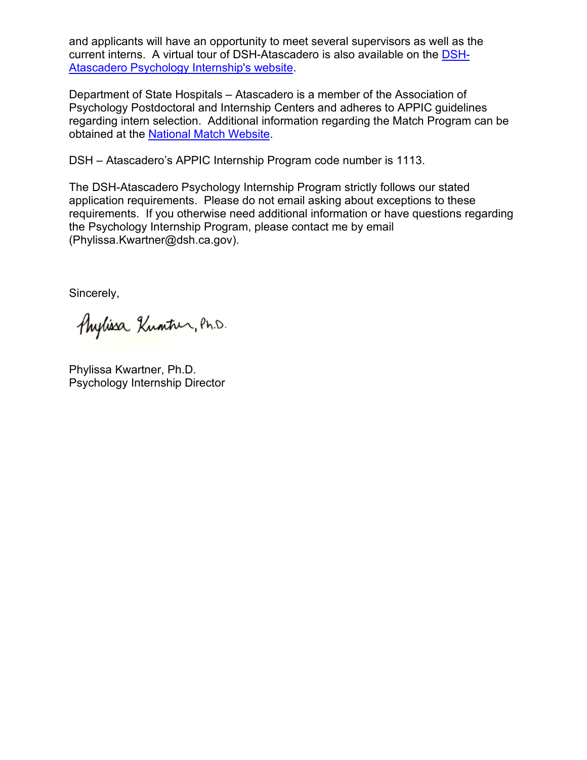and applicants will have an opportunity to meet several supervisors as well as the current interns. A virtual tour of DSH-Atascadero is also available on the [DSH-Atascadero Psychology Internship's website](#).

Department of State Hospitals – Atascadero is a member of the Association of Psychology Postdoctoral and Internship Centers and adheres to APPIC guidelines regarding intern selection. Additional information regarding the Match Program can be obtained at the [National Match Website](#).

DSH – Atascadero's APPIC Internship Program code number is 1113.

The DSH-Atascadero Psychology Internship Program strictly follows our stated application requirements. Please do not email asking about exceptions to these requirements. If you otherwise need additional information or have questions regarding the Psychology Internship Program, please contact me by email (Phylissa.Kwartner@dsh.ca.gov).

Sincerely,

Phylissa Kwartner, Ph.D.

Phylissa Kwartner, Ph.D.
Psychology Internship Director